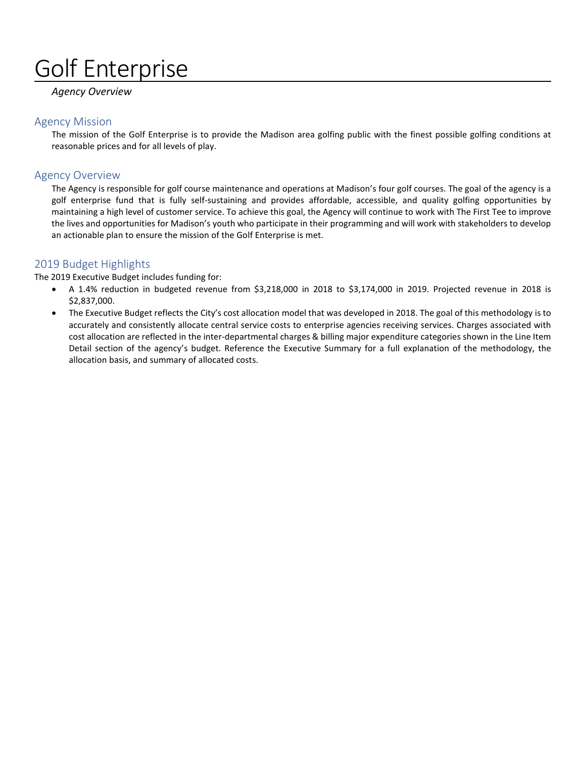# Golf Enterprise

*Agency Overview*

## Agency Mission

The mission of the Golf Enterprise is to provide the Madison area golfing public with the finest possible golfing conditions at reasonable prices and for all levels of play.

## Agency Overview

The Agency is responsible for golf course maintenance and operations at Madison's four golf courses. The goal of the agency is a golf enterprise fund that is fully self-sustaining and provides affordable, accessible, and quality golfing opportunities by maintaining a high level of customer service. To achieve this goal, the Agency will continue to work with The First Tee to improve the lives and opportunities for Madison's youth who participate in their programming and will work with stakeholders to develop an actionable plan to ensure the mission of the Golf Enterprise is met.

## 2019 Budget Highlights

The 2019 Executive Budget includes funding for:

- A 1.4% reduction in budgeted revenue from $3,218,000 in 2018 to $3,174,000 in 2019. Projected revenue in 2018 is $2,837,000.
- The Executive Budget reflects the City's cost allocation model that was developed in 2018. The goal of this methodology is to accurately and consistently allocate central service costs to enterprise agencies receiving services. Charges associated with cost allocation are reflected in the inter-departmental charges & billing major expenditure categories shown in the Line Item Detail section of the agency's budget. Reference the Executive Summary for a full explanation of the methodology, the allocation basis, and summary of allocated costs.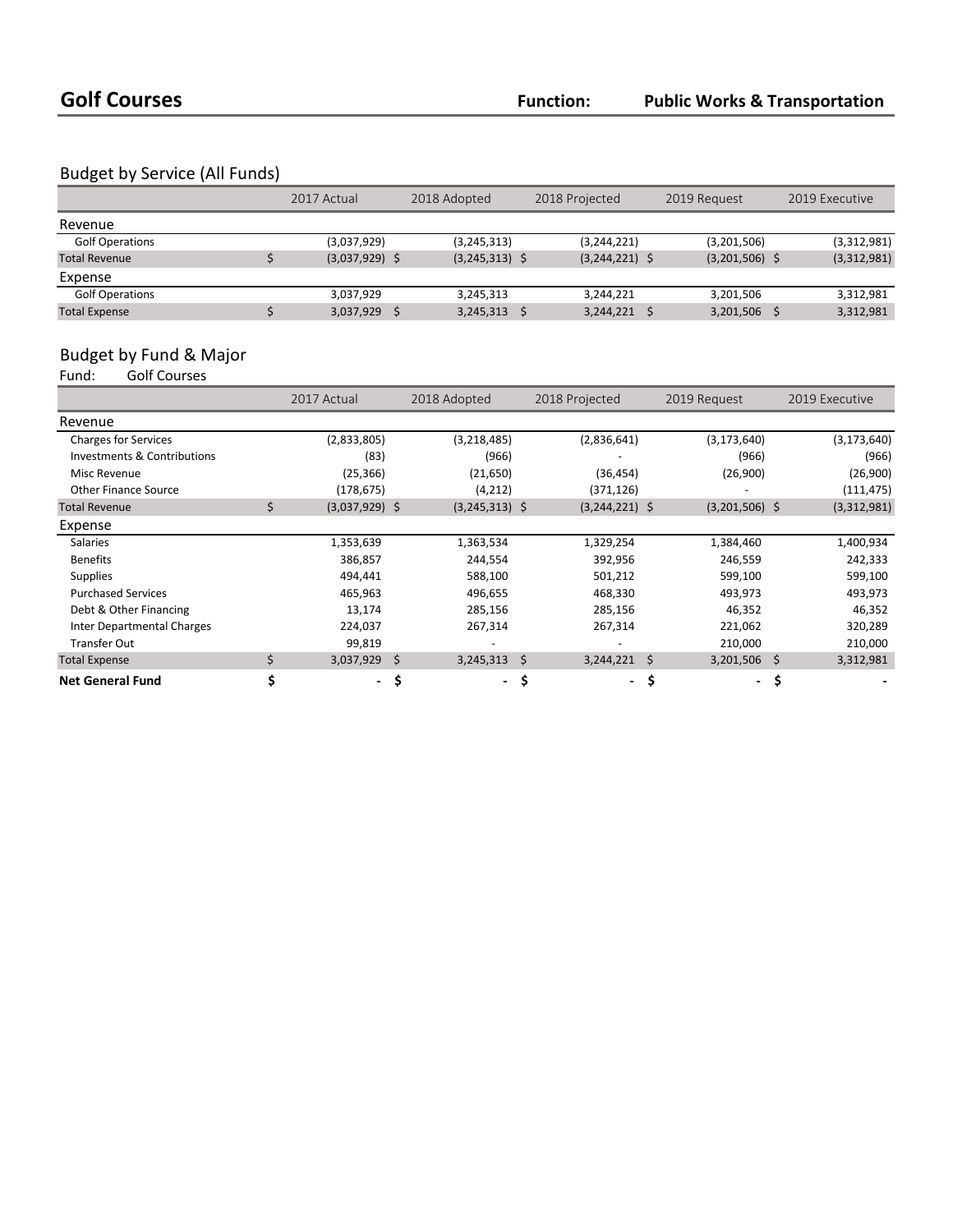# Golf Courses

**Function:** **Public Works & Transportation**

## Budget by Service (All Funds)

| | 2017 Actual | 2018 Adopted | 2018 Projected | 2019 Request | 2019 Executive |
|---|---|---|---|---|---|
| **Revenue** | | | | | |
| Golf Operations | (3,037,929) | (3,245,313) | (3,244,221) | (3,201,506) | (3,312,981) |
| Total Revenue | $ (3,037,929) | $ (3,245,313) | $ (3,244,221) | $ (3,201,506) | $ (3,312,981) |
| **Expense** | | | | | |
| Golf Operations | 3,037,929 | 3,245,313 | 3,244,221 | 3,201,506 | 3,312,981 |
| Total Expense | $ 3,037,929 | $ 3,245,313 | $ 3,244,221 | $ 3,201,506 | $ 3,312,981 |

## Budget by Fund & Major

Fund: Golf Courses

| | 2017 Actual | 2018 Adopted | 2018 Projected | 2019 Request | 2019 Executive |
|---|---|---|---|---|---|
| **Revenue** | | | | | |
| Charges for Services | (2,833,805) | (3,218,485) | (2,836,641) | (3,173,640) | (3,173,640) |
| Investments & Contributions | (83) | (966) | - | (966) | (966) |
| Misc Revenue | (25,366) | (21,650) | (36,454) | (26,900) | (26,900) |
| Other Finance Source | (178,675) | (4,212) | (371,126) | - | (111,475) |
| Total Revenue | $ (3,037,929) | $ (3,245,313) | $ (3,244,221) | $ (3,201,506) | $ (3,312,981) |
| **Expense** | | | | | |
| Salaries | 1,353,639 | 1,363,534 | 1,329,254 | 1,384,460 | 1,400,934 |
| Benefits | 386,857 | 244,554 | 392,956 | 246,559 | 242,333 |
| Supplies | 494,441 | 588,100 | 501,212 | 599,100 | 599,100 |
| Purchased Services | 465,963 | 496,655 | 468,330 | 493,973 | 493,973 |
| Debt & Other Financing | 13,174 | 285,156 | 285,156 | 46,352 | 46,352 |
| Inter Departmental Charges | 224,037 | 267,314 | 267,314 | 221,062 | 320,289 |
| Transfer Out | 99,819 | - | - | 210,000 | 210,000 |
| Total Expense | $ 3,037,929 | $ 3,245,313 | $ 3,244,221 | $ 3,201,506 | $ 3,312,981 |
| **Net General Fund** | **$ -** | **$ -** | **$ -** | **$ -** | **$ -** |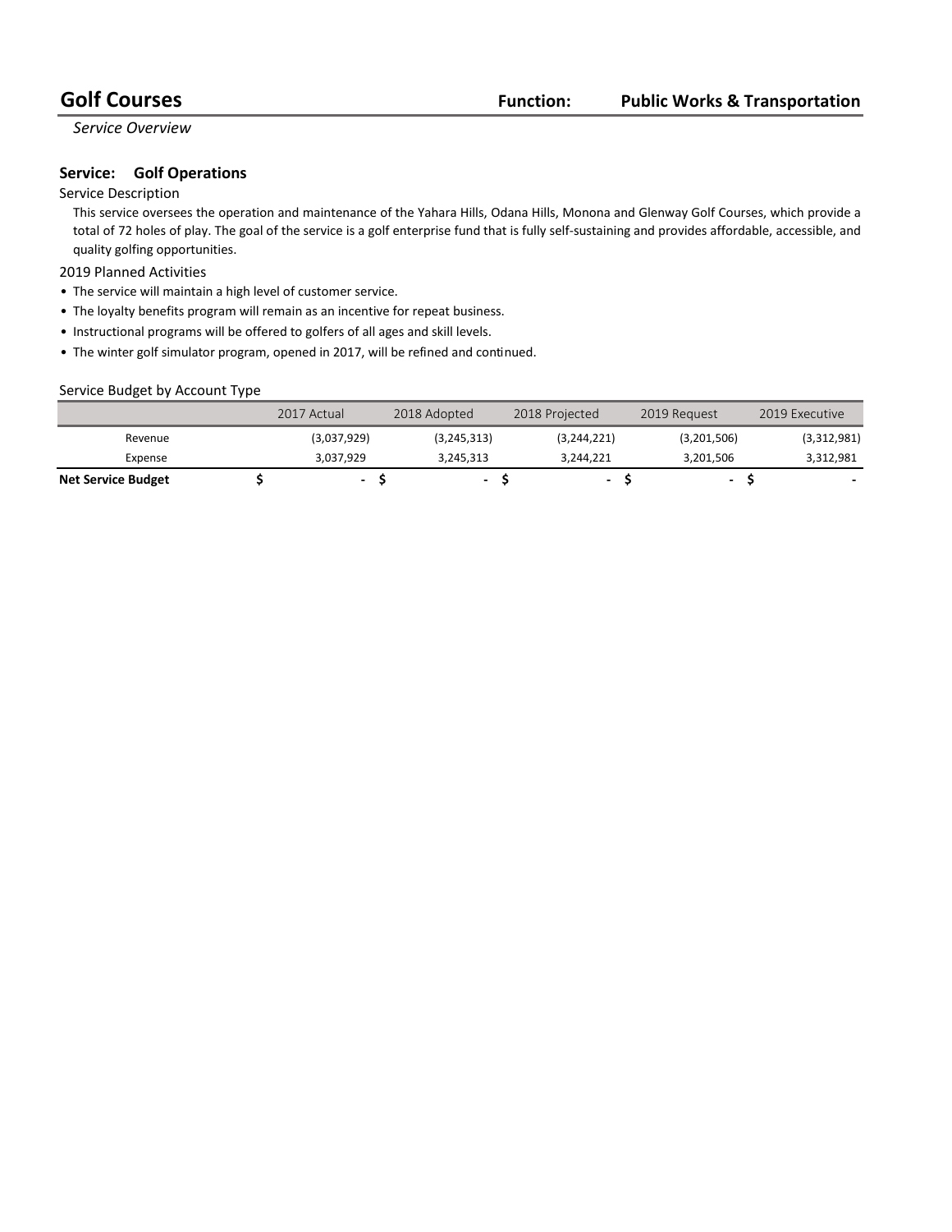# Golf Courses

**Function:** **Public Works & Transportation**

*Service Overview*

## Service: Golf Operations

Service Description

This service oversees the operation and maintenance of the Yahara Hills, Odana Hills, Monona and Glenway Golf Courses, which provide a total of 72 holes of play. The goal of the service is a golf enterprise fund that is fully self-sustaining and provides affordable, accessible, and quality golfing opportunities.

2019 Planned Activities

- The service will maintain a high level of customer service.
- The loyalty benefits program will remain as an incentive for repeat business.
- Instructional programs will be offered to golfers of all ages and skill levels.
- The winter golf simulator program, opened in 2017, will be refined and continued.

Service Budget by Account Type

| | 2017 Actual | 2018 Adopted | 2018 Projected | 2019 Request | 2019 Executive |
|---|---|---|---|---|---|
| Revenue | (3,037,929) | (3,245,313) | (3,244,221) | (3,201,506) | (3,312,981) |
| Expense | 3,037,929 | 3,245,313 | 3,244,221 | 3,201,506 | 3,312,981 |
| **Net Service Budget** | $ - | $ - | $ - | $ - | $ - |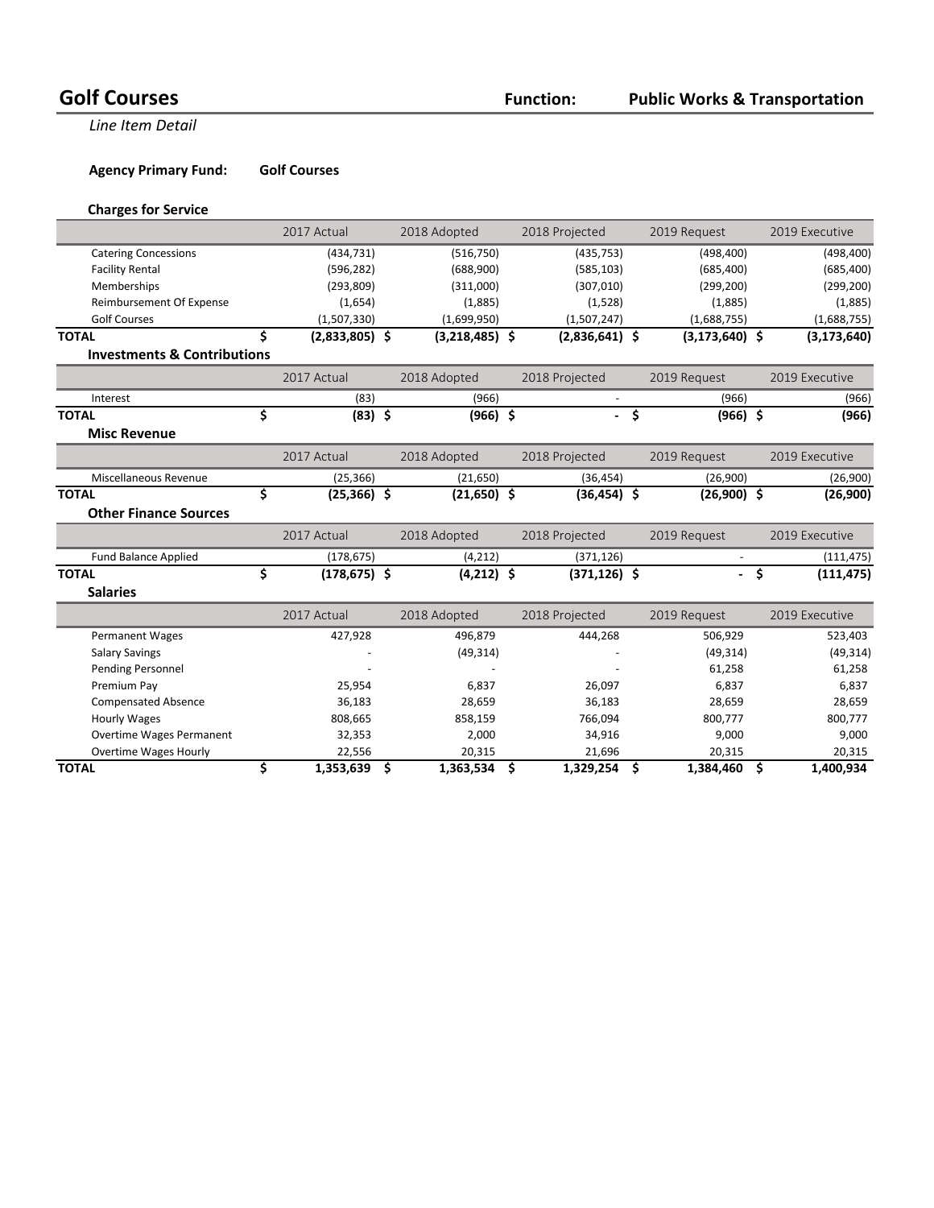# Golf Courses

**Function: Public Works & Transportation**

*Line Item Detail*

**Agency Primary Fund: Golf Courses**

### Charges for Service

| | 2017 Actual | 2018 Adopted | 2018 Projected | 2019 Request | 2019 Executive |
|---|---|---|---|---|---|
| Catering Concessions | (434,731) | (516,750) | (435,753) | (498,400) | (498,400) |
| Facility Rental | (596,282) | (688,900) | (585,103) | (685,400) | (685,400) |
| Memberships | (293,809) | (311,000) | (307,010) | (299,200) | (299,200) |
| Reimbursement Of Expense | (1,654) | (1,885) | (1,528) | (1,885) | (1,885) |
| Golf Courses | (1,507,330) | (1,699,950) | (1,507,247) | (1,688,755) | (1,688,755) |
| **TOTAL** | **$ (2,833,805)** | **$ (3,218,485)** | **$ (2,836,641)** | **$ (3,173,640)** | **$ (3,173,640)** |

### Investments & Contributions

| | 2017 Actual | 2018 Adopted | 2018 Projected | 2019 Request | 2019 Executive |
|---|---|---|---|---|---|
| Interest | (83) | (966) | - | (966) | (966) |
| **TOTAL** | **$ (83)** | **$ (966)** | **$ -** | **$ (966)** | **$ (966)** |

### Misc Revenue

| | 2017 Actual | 2018 Adopted | 2018 Projected | 2019 Request | 2019 Executive |
|---|---|---|---|---|---|
| Miscellaneous Revenue | (25,366) | (21,650) | (36,454) | (26,900) | (26,900) |
| **TOTAL** | **$ (25,366)** | **$ (21,650)** | **$ (36,454)** | **$ (26,900)** | **$ (26,900)** |

### Other Finance Sources

| | 2017 Actual | 2018 Adopted | 2018 Projected | 2019 Request | 2019 Executive |
|---|---|---|---|---|---|
| Fund Balance Applied | (178,675) | (4,212) | (371,126) | - | (111,475) |
| **TOTAL** | **$ (178,675)** | **$ (4,212)** | **$ (371,126)** | **$ -** | **$ (111,475)** |

### Salaries

| | 2017 Actual | 2018 Adopted | 2018 Projected | 2019 Request | 2019 Executive |
|---|---|---|---|---|---|
| Permanent Wages | 427,928 | 496,879 | 444,268 | 506,929 | 523,403 |
| Salary Savings | - | (49,314) | - | (49,314) | (49,314) |
| Pending Personnel | - | - | - | 61,258 | 61,258 |
| Premium Pay | 25,954 | 6,837 | 26,097 | 6,837 | 6,837 |
| Compensated Absence | 36,183 | 28,659 | 36,183 | 28,659 | 28,659 |
| Hourly Wages | 808,665 | 858,159 | 766,094 | 800,777 | 800,777 |
| Overtime Wages Permanent | 32,353 | 2,000 | 34,916 | 9,000 | 9,000 |
| Overtime Wages Hourly | 22,556 | 20,315 | 21,696 | 20,315 | 20,315 |
| **TOTAL** | **$ 1,353,639** | **$ 1,363,534** | **$ 1,329,254** | **$ 1,384,460** | **$ 1,400,934** |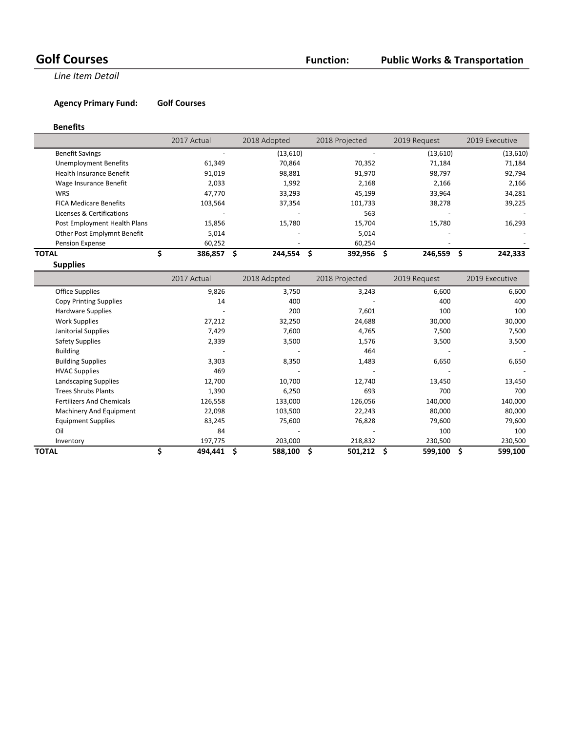# Golf Courses

**Function:** **Public Works & Transportation**

*Line Item Detail*

**Agency Primary Fund:** **Golf Courses**

### Benefits

| | 2017 Actual | 2018 Adopted | 2018 Projected | 2019 Request | 2019 Executive |
|---|---|---|---|---|---|
| Benefit Savings | - | (13,610) | - | (13,610) | (13,610) |
| Unemployment Benefits | 61,349 | 70,864 | 70,352 | 71,184 | 71,184 |
| Health Insurance Benefit | 91,019 | 98,881 | 91,970 | 98,797 | 92,794 |
| Wage Insurance Benefit | 2,033 | 1,992 | 2,168 | 2,166 | 2,166 |
| WRS | 47,770 | 33,293 | 45,199 | 33,964 | 34,281 |
| FICA Medicare Benefits | 103,564 | 37,354 | 101,733 | 38,278 | 39,225 |
| Licenses & Certifications | - | - | 563 | - | - |
| Post Employment Health Plans | 15,856 | 15,780 | 15,704 | 15,780 | 16,293 |
| Other Post Emplymnt Benefit | 5,014 | - | 5,014 | - | - |
| Pension Expense | 60,252 | - | 60,254 | - | - |
| **TOTAL** | **$ 386,857** | **$ 244,554** | **$ 392,956** | **$ 246,559** | **$ 242,333** |

### Supplies

| | 2017 Actual | 2018 Adopted | 2018 Projected | 2019 Request | 2019 Executive |
|---|---|---|---|---|---|
| Office Supplies | 9,826 | 3,750 | 3,243 | 6,600 | 6,600 |
| Copy Printing Supplies | 14 | 400 | - | 400 | 400 |
| Hardware Supplies | - | 200 | 7,601 | 100 | 100 |
| Work Supplies | 27,212 | 32,250 | 24,688 | 30,000 | 30,000 |
| Janitorial Supplies | 7,429 | 7,600 | 4,765 | 7,500 | 7,500 |
| Safety Supplies | 2,339 | 3,500 | 1,576 | 3,500 | 3,500 |
| Building | - | - | 464 | - | - |
| Building Supplies | 3,303 | 8,350 | 1,483 | 6,650 | 6,650 |
| HVAC Supplies | 469 | - | - | - | - |
| Landscaping Supplies | 12,700 | 10,700 | 12,740 | 13,450 | 13,450 |
| Trees Shrubs Plants | 1,390 | 6,250 | 693 | 700 | 700 |
| Fertilizers And Chemicals | 126,558 | 133,000 | 126,056 | 140,000 | 140,000 |
| Machinery And Equipment | 22,098 | 103,500 | 22,243 | 80,000 | 80,000 |
| Equipment Supplies | 83,245 | 75,600 | 76,828 | 79,600 | 79,600 |
| Oil | 84 | - | - | 100 | 100 |
| Inventory | 197,775 | 203,000 | 218,832 | 230,500 | 230,500 |
| **TOTAL** | **$ 494,441** | **$ 588,100** | **$ 501,212** | **$ 599,100** | **$ 599,100** |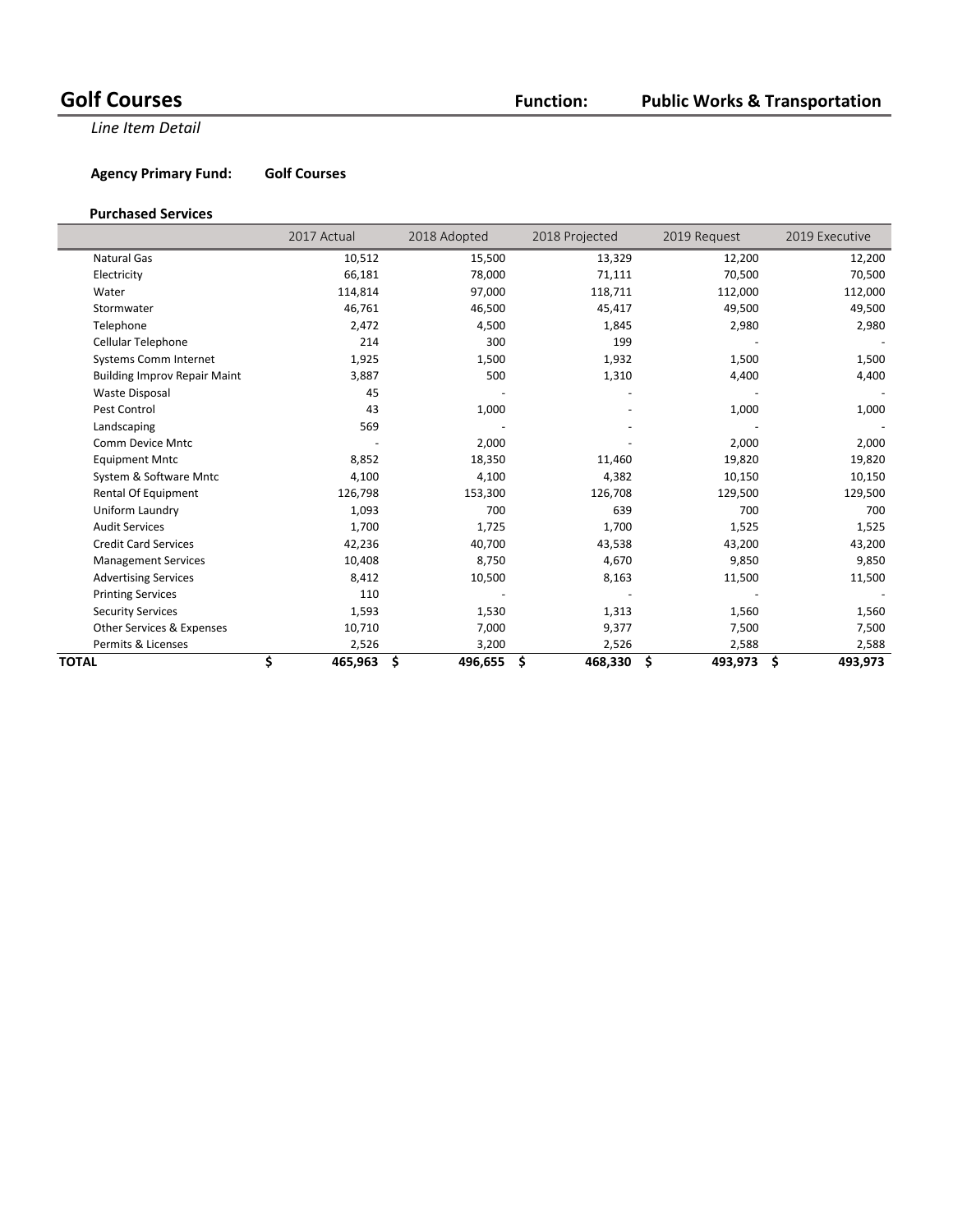# Golf Courses

**Function: Public Works & Transportation**

*Line Item Detail*

**Agency Primary Fund: Golf Courses**

### Purchased Services

| | 2017 Actual | 2018 Adopted | 2018 Projected | 2019 Request | 2019 Executive |
|---|---|---|---|---|---|
| Natural Gas | 10,512 | 15,500 | 13,329 | 12,200 | 12,200 |
| Electricity | 66,181 | 78,000 | 71,111 | 70,500 | 70,500 |
| Water | 114,814 | 97,000 | 118,711 | 112,000 | 112,000 |
| Stormwater | 46,761 | 46,500 | 45,417 | 49,500 | 49,500 |
| Telephone | 2,472 | 4,500 | 1,845 | 2,980 | 2,980 |
| Cellular Telephone | 214 | 300 | 199 | - | - |
| Systems Comm Internet | 1,925 | 1,500 | 1,932 | 1,500 | 1,500 |
| Building Improv Repair Maint | 3,887 | 500 | 1,310 | 4,400 | 4,400 |
| Waste Disposal | 45 | - | - | - | - |
| Pest Control | 43 | 1,000 | - | 1,000 | 1,000 |
| Landscaping | 569 | - | - | - | - |
| Comm Device Mntc | - | 2,000 | - | 2,000 | 2,000 |
| Equipment Mntc | 8,852 | 18,350 | 11,460 | 19,820 | 19,820 |
| System & Software Mntc | 4,100 | 4,100 | 4,382 | 10,150 | 10,150 |
| Rental Of Equipment | 126,798 | 153,300 | 126,708 | 129,500 | 129,500 |
| Uniform Laundry | 1,093 | 700 | 639 | 700 | 700 |
| Audit Services | 1,700 | 1,725 | 1,700 | 1,525 | 1,525 |
| Credit Card Services | 42,236 | 40,700 | 43,538 | 43,200 | 43,200 |
| Management Services | 10,408 | 8,750 | 4,670 | 9,850 | 9,850 |
| Advertising Services | 8,412 | 10,500 | 8,163 | 11,500 | 11,500 |
| Printing Services | 110 | - | - | - | - |
| Security Services | 1,593 | 1,530 | 1,313 | 1,560 | 1,560 |
| Other Services & Expenses | 10,710 | 7,000 | 9,377 | 7,500 | 7,500 |
| Permits & Licenses | 2,526 | 3,200 | 2,526 | 2,588 | 2,588 |
| **TOTAL** | **$ 465,963** | **$ 496,655** | **$ 468,330** | **$ 493,973** | **$ 493,973** |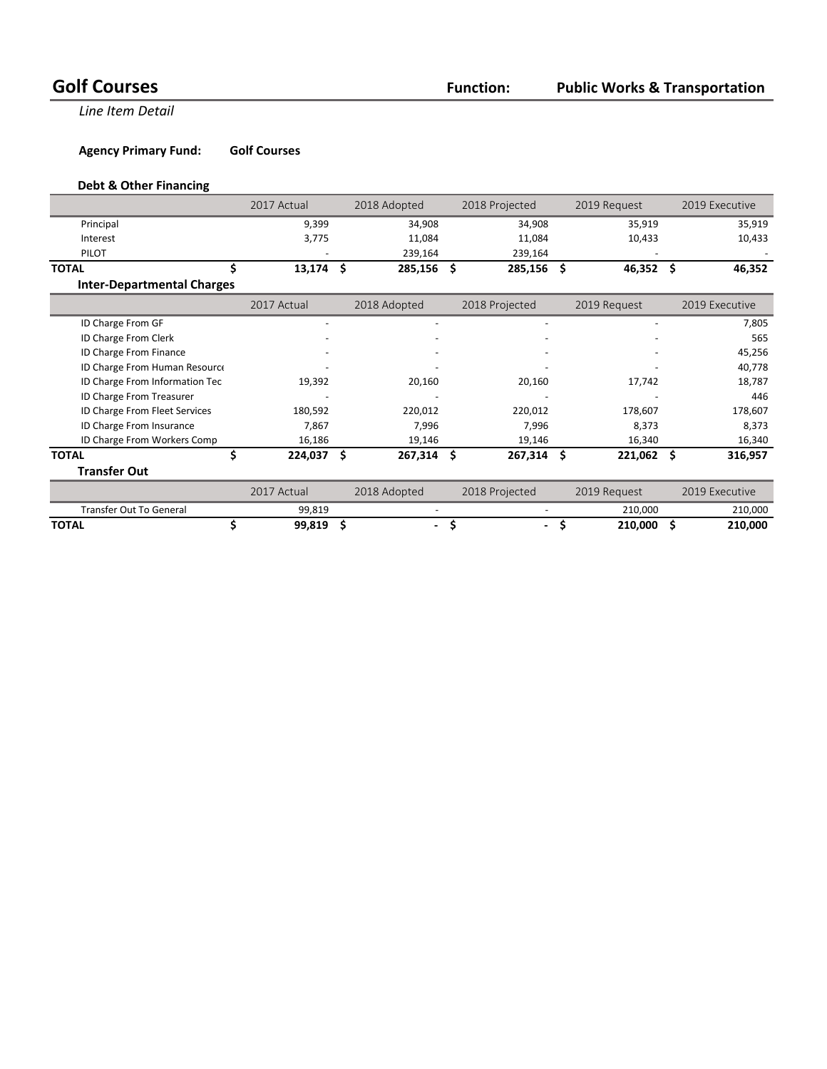# Golf Courses

**Function:** **Public Works & Transportation**

*Line Item Detail*

**Agency Primary Fund:** **Golf Courses**

### Debt & Other Financing

| | 2017 Actual | 2018 Adopted | 2018 Projected | 2019 Request | 2019 Executive |
|---|---|---|---|---|---|
| Principal | 9,399 | 34,908 | 34,908 | 35,919 | 35,919 |
| Interest | 3,775 | 11,084 | 11,084 | 10,433 | 10,433 |
| PILOT | - | 239,164 | 239,164 | - | - |
| **TOTAL** | **$ 13,174** | **$ 285,156** | **$ 285,156** | **$ 46,352** | **$ 46,352** |

### Inter-Departmental Charges

| | 2017 Actual | 2018 Adopted | 2018 Projected | 2019 Request | 2019 Executive |
|---|---|---|---|---|---|
| ID Charge From GF | - | - | - | - | 7,805 |
| ID Charge From Clerk | - | - | - | - | 565 |
| ID Charge From Finance | - | - | - | - | 45,256 |
| ID Charge From Human Resource | - | - | - | - | 40,778 |
| ID Charge From Information Tec | 19,392 | 20,160 | 20,160 | 17,742 | 18,787 |
| ID Charge From Treasurer | - | - | - | - | 446 |
| ID Charge From Fleet Services | 180,592 | 220,012 | 220,012 | 178,607 | 178,607 |
| ID Charge From Insurance | 7,867 | 7,996 | 7,996 | 8,373 | 8,373 |
| ID Charge From Workers Comp | 16,186 | 19,146 | 19,146 | 16,340 | 16,340 |
| **TOTAL** | **$ 224,037** | **$ 267,314** | **$ 267,314** | **$ 221,062** | **$ 316,957** |

### Transfer Out

| | 2017 Actual | 2018 Adopted | 2018 Projected | 2019 Request | 2019 Executive |
|---|---|---|---|---|---|
| Transfer Out To General | 99,819 | - | - | 210,000 | 210,000 |
| **TOTAL** | **$ 99,819** | **$ -** | **$ -** | **$ 210,000** | **$ 210,000** |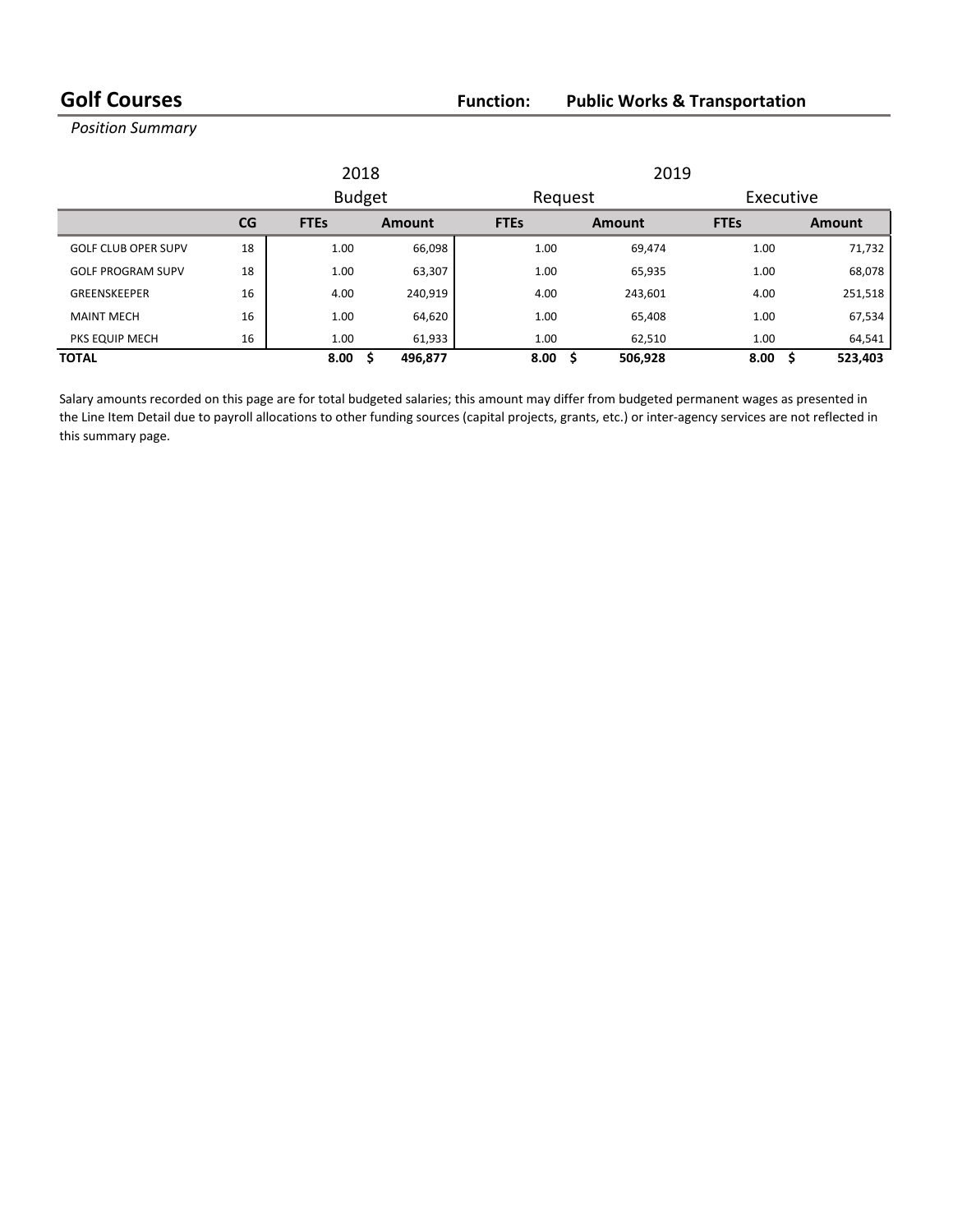# Golf Courses

**Function:** **Public Works & Transportation**

*Position Summary*

| | | 2018 | | 2019 | | | |
|---|---|---|---|---|---|---|---|
| | | Budget | | Request | | Executive | |
| | **CG** | **FTEs** | **Amount** | **FTEs** | **Amount** | **FTEs** | **Amount** |
| GOLF CLUB OPER SUPV | 18 | 1.00 | 66,098 | 1.00 | 69,474 | 1.00 | 71,732 |
| GOLF PROGRAM SUPV | 18 | 1.00 | 63,307 | 1.00 | 65,935 | 1.00 | 68,078 |
| GREENSKEEPER | 16 | 4.00 | 240,919 | 4.00 | 243,601 | 4.00 | 251,518 |
| MAINT MECH | 16 | 1.00 | 64,620 | 1.00 | 65,408 | 1.00 | 67,534 |
| PKS EQUIP MECH | 16 | 1.00 | 61,933 | 1.00 | 62,510 | 1.00 | 64,541 |
| **TOTAL** | | **8.00** | **$ 496,877** | **8.00** | **$ 506,928** | **8.00** | **$ 523,403** |

Salary amounts recorded on this page are for total budgeted salaries; this amount may differ from budgeted permanent wages as presented in the Line Item Detail due to payroll allocations to other funding sources (capital projects, grants, etc.) or inter-agency services are not reflected in this summary page.